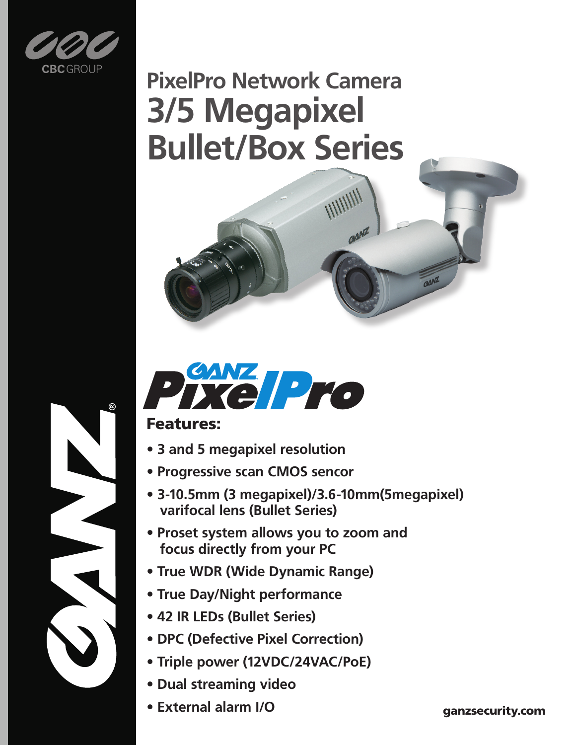CBC GROUP

# PixelPro Network Camera
# 3/5 Megapixel Bullet/Box Series

GANZ PixelPro

## Features:

- 3 and 5 megapixel resolution
- Progressive scan CMOS sencor
- 3-10.5mm (3 megapixel)/3.6-10mm(5megapixel) varifocal lens (Bullet Series)
- Proset system allows you to zoom and focus directly from your PC
- True WDR (Wide Dynamic Range)
- True Day/Night performance
- 42 IR LEDs (Bullet Series)
- DPC (Defective Pixel Correction)
- Triple power (12VDC/24VAC/PoE)
- Dual streaming video
- External alarm I/O

**ganzsecurity.com**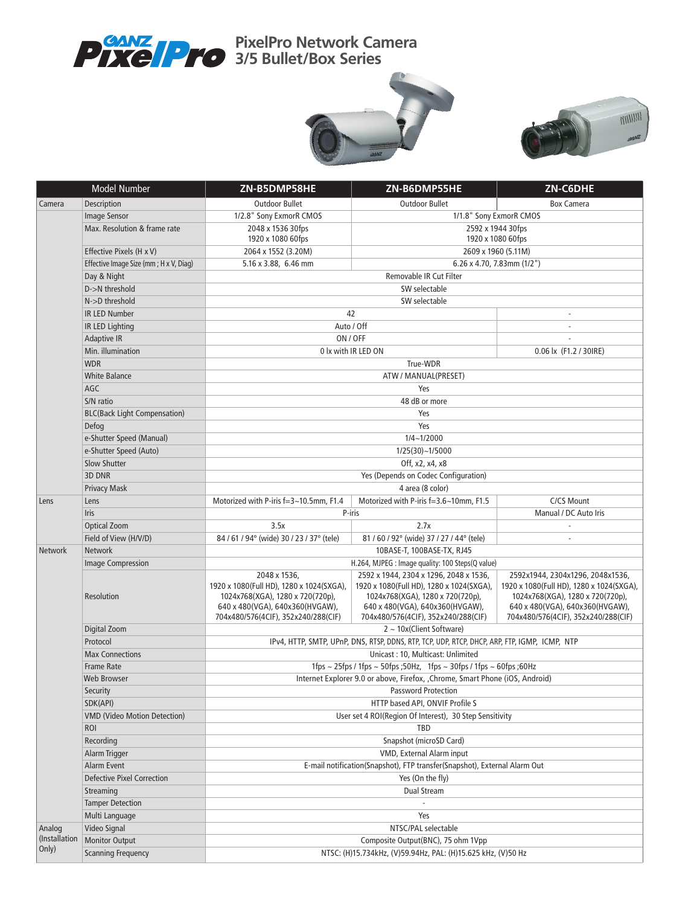# PixelPro Network Camera 3/5 Bullet/Box Series

| | Model Number | ZN-B5DMP58HE | ZN-B6DMP55HE | ZN-C6DHE |
|---|---|---|---|---|
| Camera | Description | Outdoor Bullet | Outdoor Bullet | Box Camera |
| | Image Sensor | 1/2.8" Sony ExmorR CMOS | 1/1.8" Sony ExmorR CMOS | |
| | Max. Resolution & frame rate | 2048 x 1536 30fps<br>1920 x 1080 60fps | 2592 x 1944 30fps<br>1920 x 1080 60fps | |
| | Effective Pixels (H x V) | 2064 x 1552 (3.20M) | 2609 x 1960 (5.11M) | |
| | Effective Image Size (mm ; H x V, Diag) | 5.16 x 3.88, 6.46 mm | 6.26 x 4.70, 7.83mm (1/2") | |
| | Day & Night | Removable IR Cut Filter | | |
| | D->N threshold | SW selectable | | |
| | N->D threshold | SW selectable | | |
| | IR LED Number | 42 | | - |
| | IR LED Lighting | Auto / Off | | - |
| | Adaptive IR | ON / OFF | | - |
| | Min. illumination | 0 lx with IR LED ON | | 0.06 lx (F1.2 / 30IRE) |
| | WDR | True-WDR | | |
| | White Balance | ATW / MANUAL(PRESET) | | |
| | AGC | Yes | | |
| | S/N ratio | 48 dB or more | | |
| | BLC(Back Light Compensation) | Yes | | |
| | Defog | Yes | | |
| | e-Shutter Speed (Manual) | 1/4~1/2000 | | |
| | e-Shutter Speed (Auto) | 1/25(30)~1/5000 | | |
| | Slow Shutter | Off, x2, x4, x8 | | |
| | 3D DNR | Yes (Depends on Codec Configuration) | | |
| | Privacy Mask | 4 area (8 color) | | |
| Lens | Lens | Motorized with P-iris f=3~10.5mm, F1.4 | Motorized with P-iris f=3.6~10mm, F1.5 | C/CS Mount |
| | Iris | P-iris | | Manual / DC Auto Iris |
| | Optical Zoom | 3.5x | 2.7x | - |
| | Field of View (H/V/D) | 84 / 61 / 94° (wide) 30 / 23 / 37° (tele) | 81 / 60 / 92° (wide) 37 / 27 / 44° (tele) | - |
| Network | Network | 10BASE-T, 100BASE-TX, RJ45 | | |
| | Image Compression | H.264, MJPEG : Image quality: 100 Steps(Q value) | | |
| | Resolution | 2048 x 1536,<br>1920 x 1080(Full HD), 1280 x 1024(SXGA),<br>1024x768(XGA), 1280 x 720(720p),<br>640 x 480(VGA), 640x360(HVGAW),<br>704x480/576(4CIF), 352x240/288(CIF) | 2592 x 1944, 2304 x 1296, 2048 x 1536,<br>1920 x 1080(Full HD), 1280 x 1024(SXGA),<br>1024x768(XGA), 1280 x 720(720p),<br>640 x 480(VGA), 640x360(HVGAW),<br>704x480/576(4CIF), 352x240/288(CIF) | 2592x1944, 2304x1296, 2048x1536,<br>1920 x 1080(Full HD), 1280 x 1024(SXGA),<br>1024x768(XGA), 1280 x 720(720p),<br>640 x 480(VGA), 640x360(HVGAW),<br>704x480/576(4CIF), 352x240/288(CIF) |
| | Digital Zoom | 2 ~ 10x(Client Software) | | |
| | Protocol | IPv4, HTTP, SMTP, UPnP, DNS, RTSP, DDNS, RTP, TCP, UDP, RTCP, DHCP, ARP, FTP, IGMP, ICMP, NTP | | |
| | Max Connections | Unicast : 10, Multicast: Unlimited | | |
| | Frame Rate | 1fps ~ 25fps / 1fps ~ 50fps ;50Hz, 1fps ~ 30fps / 1fps ~ 60fps ;60Hz | | |
| | Web Browser | Internet Explorer 9.0 or above, Firefox, ,Chrome, Smart Phone (iOS, Android) | | |
| | Security | Password Protection | | |
| | SDK(API) | HTTP based API, ONVIF Profile S | | |
| | VMD (Video Motion Detection) | User set 4 ROI(Region Of Interest), 30 Step Sensitivity | | |
| | ROI | TBD | | |
| | Recording | Snapshot (microSD Card) | | |
| | Alarm Trigger | VMD, External Alarm input | | |
| | Alarm Event | E-mail notification(Snapshot), FTP transfer(Snapshot), External Alarm Out | | |
| | Defective Pixel Correction | Yes (On the fly) | | |
| | Streaming | Dual Stream | | |
| | Tamper Detection | - | | |
| | Multi Language | Yes | | |
| Analog (Installation Only) | Video Signal | NTSC/PAL selectable | | |
| | Monitor Output | Composite Output(BNC), 75 ohm 1Vpp | | |
| | Scanning Frequency | NTSC: (H)15.734kHz, (V)59.94Hz, PAL: (H)15.625 kHz, (V)50 Hz | | |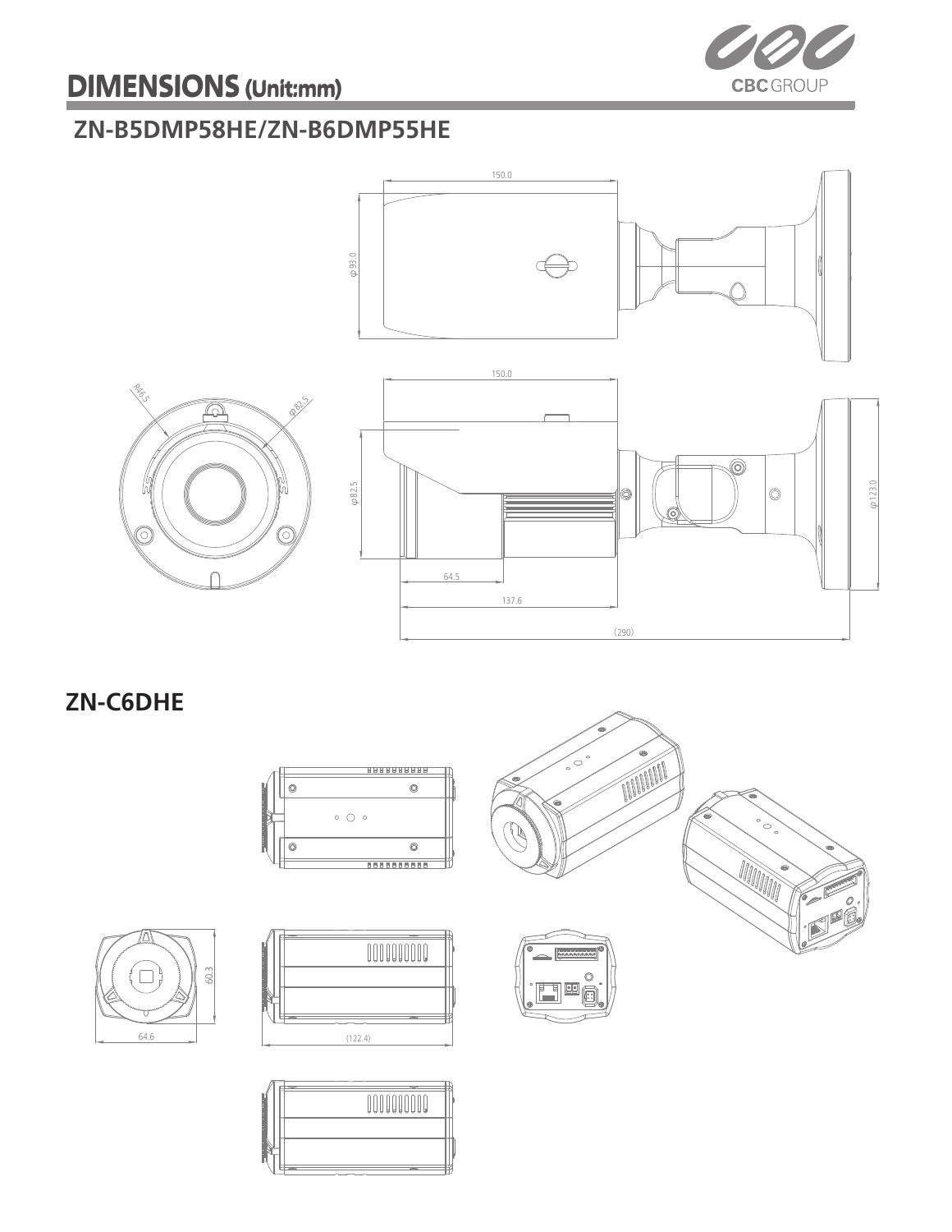# DIMENSIONS (Unit:mm)

## ZN-B5DMP58HE/ZN-B6DMP55HE

## ZN-C6DHE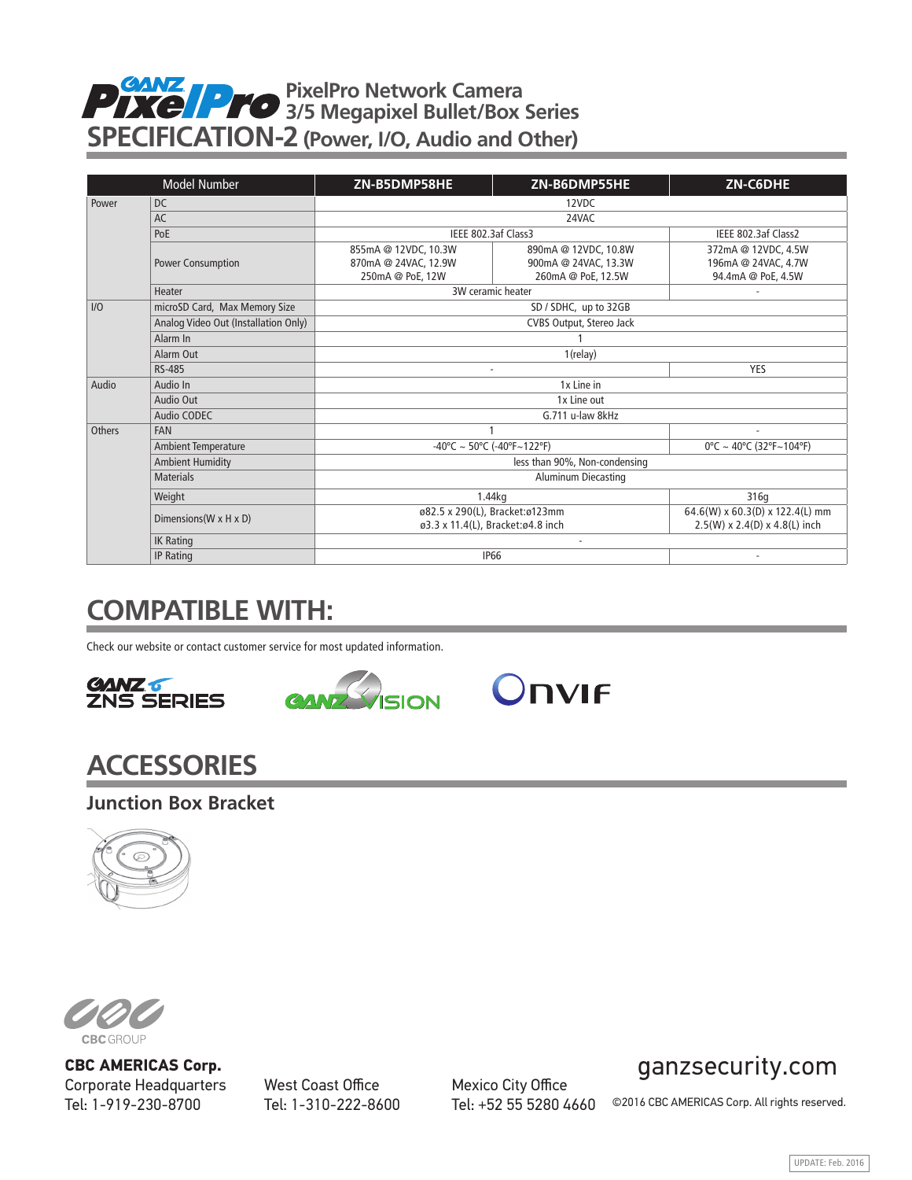# PixelPro Network Camera 3/5 Megapixel Bullet/Box Series

## SPECIFICATION-2 (Power, I/O, Audio and Other)

| Model Number | | ZN-B5DMP58HE | ZN-B6DMP55HE | ZN-C6DHE |
|---|---|---|---|---|
| Power | DC | 12VDC | | |
| | AC | 24VAC | | |
| | PoE | IEEE 802.3af Class3 | | IEEE 802.3af Class2 |
| | Power Consumption | 855mA @ 12VDC, 10.3W<br>870mA @ 24VAC, 12.9W<br>250mA @ PoE, 12W | 890mA @ 12VDC, 10.8W<br>900mA @ 24VAC, 13.3W<br>260mA @ PoE, 12.5W | 372mA @ 12VDC, 4.5W<br>196mA @ 24VAC, 4.7W<br>94.4mA @ PoE, 4.5W |
| | Heater | 3W ceramic heater | | - |
| I/O | microSD Card, Max Memory Size | SD / SDHC, up to 32GB | | |
| | Analog Video Out (Installation Only) | CVBS Output, Stereo Jack | | |
| | Alarm In | 1 | | |
| | Alarm Out | 1(relay) | | |
| | RS-485 | - | | YES |
| Audio | Audio In | 1x Line in | | |
| | Audio Out | 1x Line out | | |
| | Audio CODEC | G.711 u-law 8kHz | | |
| Others | FAN | 1 | | - |
| | Ambient Temperature | -40°C ~ 50°C (-40°F~122°F) | | 0°C ~ 40°C (32°F~104°F) |
| | Ambient Humidity | less than 90%, Non-condensing | | |
| | Materials | Aluminum Diecasting | | |
| | Weight | 1.44kg | | 316g |
| | Dimensions(W x H x D) | ø82.5 x 290(L), Bracket:ø123mm<br>ø3.3 x 11.4(L), Bracket:ø4.8 inch | | 64.6(W) x 60.3(D) x 122.4(L) mm<br>2.5(W) x 2.4(D) x 4.8(L) inch |
| | IK Rating | - | | |
| | IP Rating | IP66 | | - |

## COMPATIBLE WITH:

Check our website or contact customer service for most updated information.

GANZ ZNS SERIES GANZ VISION ONVIF

## ACCESSORIES

### Junction Box Bracket

CBC GROUP

**CBC AMERICAS Corp.**
Corporate Headquarters
Tel: 1-919-230-8700

West Coast Office
Tel: 1-310-222-8600

Mexico City Office
Tel: +52 55 5280 4660

ganzsecurity.com

©2016 CBC AMERICAS Corp. All rights reserved.

UPDATE: Feb. 2016